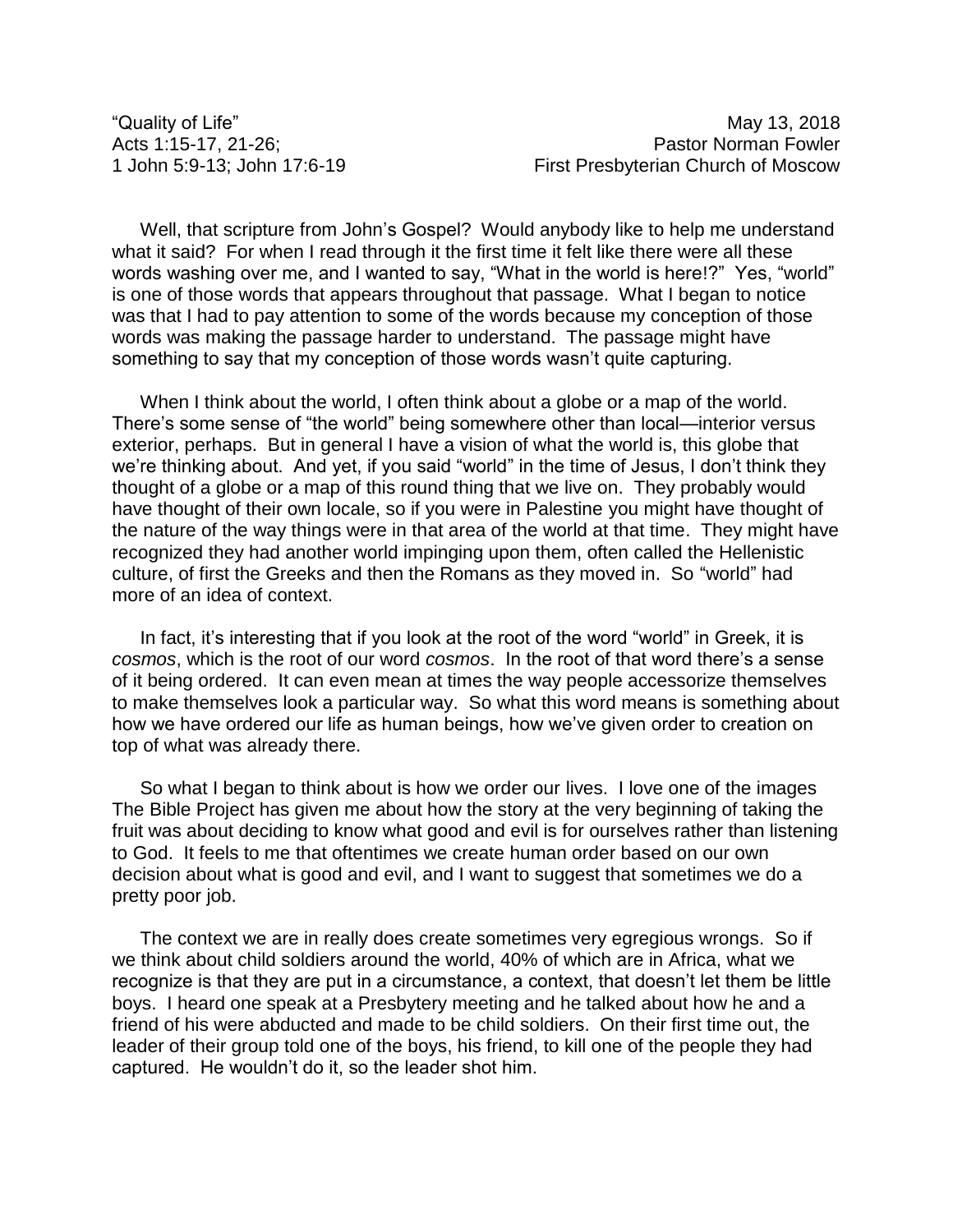“Quality of Life” May 13, 2018
Acts 1:15-17, 21-26; Pastor Norman Fowler
1 John 5:9-13; John 17:6-19 First Presbyterian Church of Moscow

Well, that scripture from John’s Gospel? Would anybody like to help me understand what it said? For when I read through it the first time it felt like there were all these words washing over me, and I wanted to say, “What in the world is here!?” Yes, “world” is one of those words that appears throughout that passage. What I began to notice was that I had to pay attention to some of the words because my conception of those words was making the passage harder to understand. The passage might have something to say that my conception of those words wasn’t quite capturing.

When I think about the world, I often think about a globe or a map of the world. There’s some sense of “the world” being somewhere other than local—interior versus exterior, perhaps. But in general I have a vision of what the world is, this globe that we’re thinking about. And yet, if you said “world” in the time of Jesus, I don’t think they thought of a globe or a map of this round thing that we live on. They probably would have thought of their own locale, so if you were in Palestine you might have thought of the nature of the way things were in that area of the world at that time. They might have recognized they had another world impinging upon them, often called the Hellenistic culture, of first the Greeks and then the Romans as they moved in. So “world” had more of an idea of context.

In fact, it’s interesting that if you look at the root of the word “world” in Greek, it is *cosmos*, which is the root of our word *cosmos*. In the root of that word there’s a sense of it being ordered. It can even mean at times the way people accessorize themselves to make themselves look a particular way. So what this word means is something about how we have ordered our life as human beings, how we’ve given order to creation on top of what was already there.

So what I began to think about is how we order our lives. I love one of the images The Bible Project has given me about how the story at the very beginning of taking the fruit was about deciding to know what good and evil is for ourselves rather than listening to God. It feels to me that oftentimes we create human order based on our own decision about what is good and evil, and I want to suggest that sometimes we do a pretty poor job.

The context we are in really does create sometimes very egregious wrongs. So if we think about child soldiers around the world, 40% of which are in Africa, what we recognize is that they are put in a circumstance, a context, that doesn’t let them be little boys. I heard one speak at a Presbytery meeting and he talked about how he and a friend of his were abducted and made to be child soldiers. On their first time out, the leader of their group told one of the boys, his friend, to kill one of the people they had captured. He wouldn’t do it, so the leader shot him.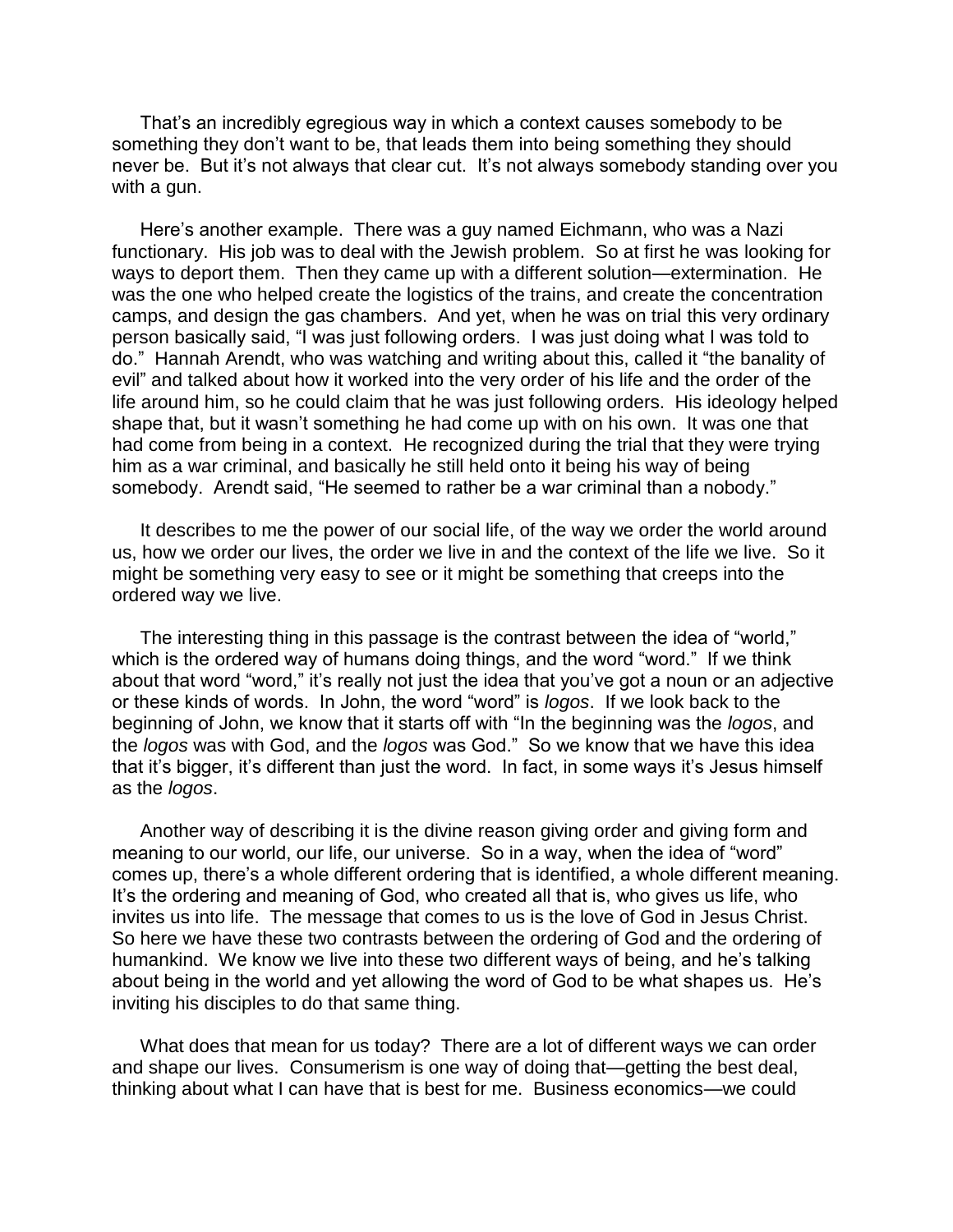That's an incredibly egregious way in which a context causes somebody to be something they don't want to be, that leads them into being something they should never be. But it's not always that clear cut. It's not always somebody standing over you with a gun.

Here's another example. There was a guy named Eichmann, who was a Nazi functionary. His job was to deal with the Jewish problem. So at first he was looking for ways to deport them. Then they came up with a different solution—extermination. He was the one who helped create the logistics of the trains, and create the concentration camps, and design the gas chambers. And yet, when he was on trial this very ordinary person basically said, "I was just following orders. I was just doing what I was told to do." Hannah Arendt, who was watching and writing about this, called it "the banality of evil" and talked about how it worked into the very order of his life and the order of the life around him, so he could claim that he was just following orders. His ideology helped shape that, but it wasn't something he had come up with on his own. It was one that had come from being in a context. He recognized during the trial that they were trying him as a war criminal, and basically he still held onto it being his way of being somebody. Arendt said, "He seemed to rather be a war criminal than a nobody."

It describes to me the power of our social life, of the way we order the world around us, how we order our lives, the order we live in and the context of the life we live. So it might be something very easy to see or it might be something that creeps into the ordered way we live.

The interesting thing in this passage is the contrast between the idea of "world," which is the ordered way of humans doing things, and the word "word." If we think about that word "word," it's really not just the idea that you've got a noun or an adjective or these kinds of words. In John, the word "word" is *logos*. If we look back to the beginning of John, we know that it starts off with "In the beginning was the *logos*, and the *logos* was with God, and the *logos* was God." So we know that we have this idea that it's bigger, it's different than just the word. In fact, in some ways it's Jesus himself as the *logos*.

Another way of describing it is the divine reason giving order and giving form and meaning to our world, our life, our universe. So in a way, when the idea of "word" comes up, there's a whole different ordering that is identified, a whole different meaning. It's the ordering and meaning of God, who created all that is, who gives us life, who invites us into life. The message that comes to us is the love of God in Jesus Christ. So here we have these two contrasts between the ordering of God and the ordering of humankind. We know we live into these two different ways of being, and he's talking about being in the world and yet allowing the word of God to be what shapes us. He's inviting his disciples to do that same thing.

What does that mean for us today? There are a lot of different ways we can order and shape our lives. Consumerism is one way of doing that—getting the best deal, thinking about what I can have that is best for me. Business economics—we could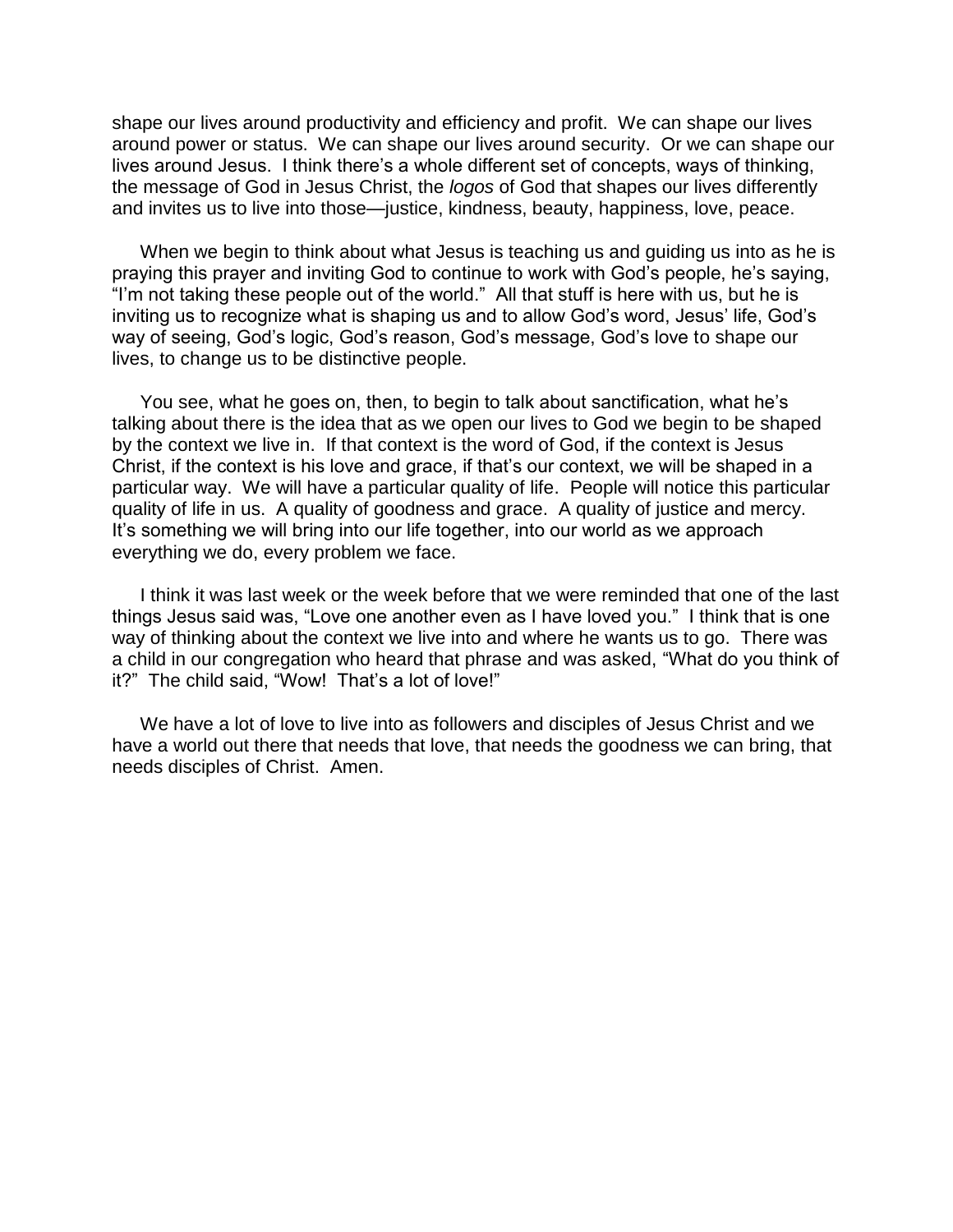shape our lives around productivity and efficiency and profit. We can shape our lives around power or status. We can shape our lives around security. Or we can shape our lives around Jesus. I think there's a whole different set of concepts, ways of thinking, the message of God in Jesus Christ, the *logos* of God that shapes our lives differently and invites us to live into those—justice, kindness, beauty, happiness, love, peace.

When we begin to think about what Jesus is teaching us and guiding us into as he is praying this prayer and inviting God to continue to work with God's people, he's saying, "I'm not taking these people out of the world." All that stuff is here with us, but he is inviting us to recognize what is shaping us and to allow God's word, Jesus' life, God's way of seeing, God's logic, God's reason, God's message, God's love to shape our lives, to change us to be distinctive people.

You see, what he goes on, then, to begin to talk about sanctification, what he's talking about there is the idea that as we open our lives to God we begin to be shaped by the context we live in. If that context is the word of God, if the context is Jesus Christ, if the context is his love and grace, if that's our context, we will be shaped in a particular way. We will have a particular quality of life. People will notice this particular quality of life in us. A quality of goodness and grace. A quality of justice and mercy. It's something we will bring into our life together, into our world as we approach everything we do, every problem we face.

I think it was last week or the week before that we were reminded that one of the last things Jesus said was, "Love one another even as I have loved you." I think that is one way of thinking about the context we live into and where he wants us to go. There was a child in our congregation who heard that phrase and was asked, "What do you think of it?" The child said, "Wow! That's a lot of love!"

We have a lot of love to live into as followers and disciples of Jesus Christ and we have a world out there that needs that love, that needs the goodness we can bring, that needs disciples of Christ. Amen.